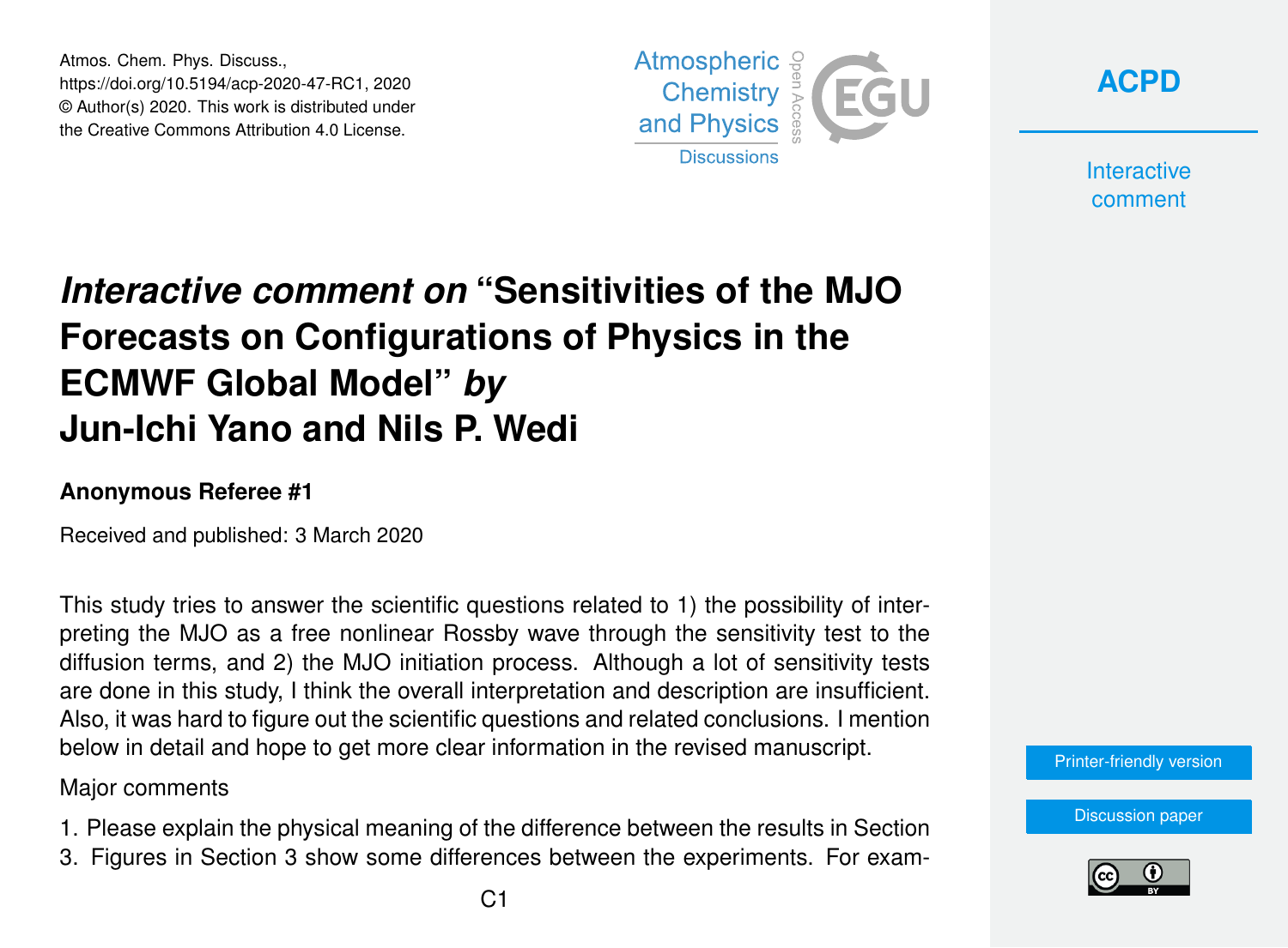# *Interactive comment on* "Sensitivities of the MJO Forecasts on Configurations of Physics in the ECMWF Global Model" *by* Jun-Ichi Yano and Nils P. Wedi

**Anonymous Referee #1**

Received and published: 3 March 2020

This study tries to answer the scientific questions related to 1) the possibility of interpreting the MJO as a free nonlinear Rossby wave through the sensitivity test to the diffusion terms, and 2) the MJO initiation process. Although a lot of sensitivity tests are done in this study, I think the overall interpretation and description are insufficient. Also, it was hard to figure out the scientific questions and related conclusions. I mention below in detail and hope to get more clear information in the revised manuscript.

Major comments

1. Please explain the physical meaning of the difference between the results in Section 3. Figures in Section 3 show some differences between the experiments. For exam-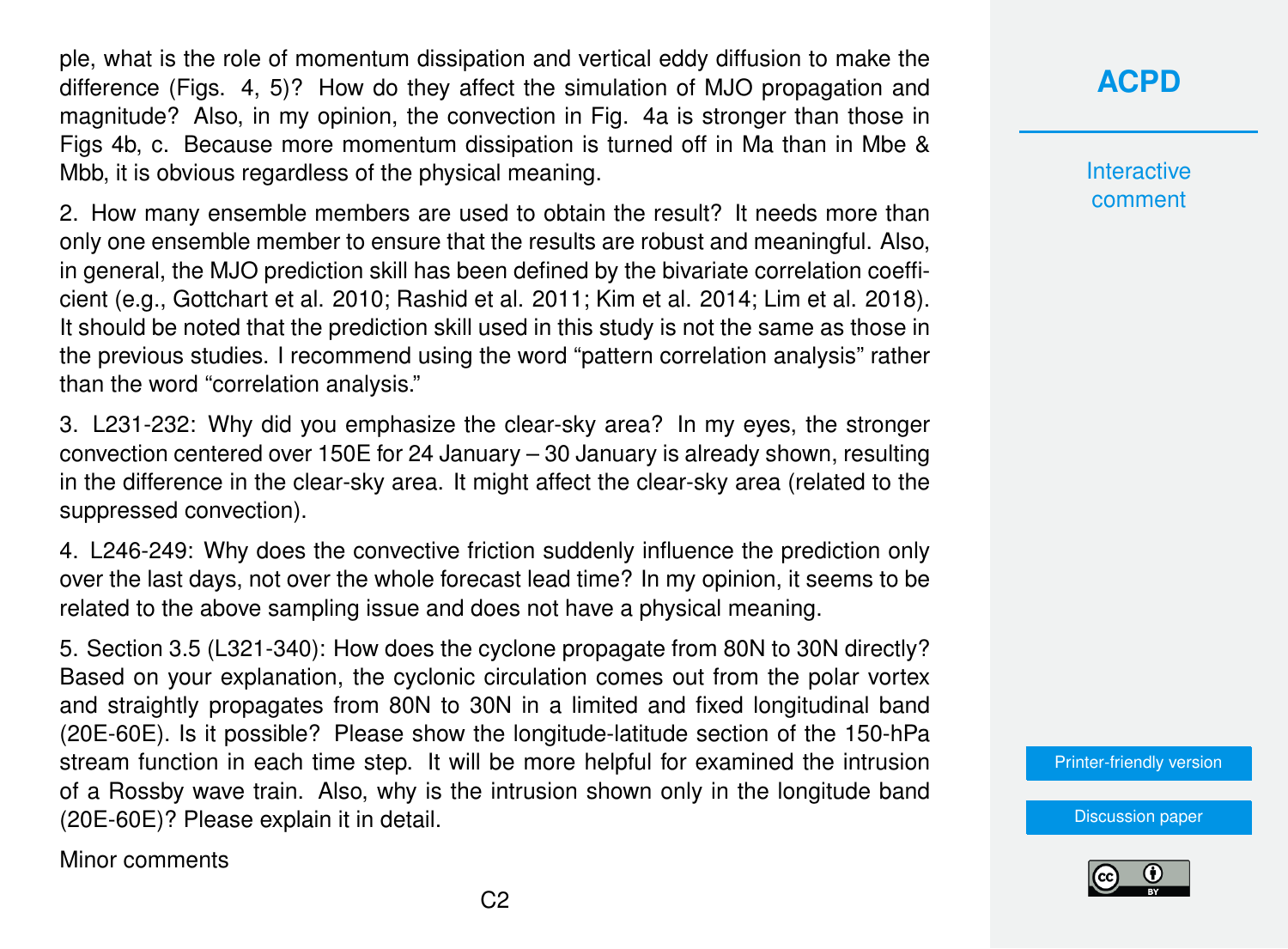ple, what is the role of momentum dissipation and vertical eddy diffusion to make the difference (Figs. 4, 5)? How do they affect the simulation of MJO propagation and magnitude? Also, in my opinion, the convection in Fig. 4a is stronger than those in Figs 4b, c. Because more momentum dissipation is turned off in Ma than in Mbe & Mbb, it is obvious regardless of the physical meaning.

2. How many ensemble members are used to obtain the result? It needs more than only one ensemble member to ensure that the results are robust and meaningful. Also, in general, the MJO prediction skill has been defined by the bivariate correlation coefficient (e.g., Gottchart et al. 2010; Rashid et al. 2011; Kim et al. 2014; Lim et al. 2018). It should be noted that the prediction skill used in this study is not the same as those in the previous studies. I recommend using the word "pattern correlation analysis" rather than the word "correlation analysis."

3. L231-232: Why did you emphasize the clear-sky area? In my eyes, the stronger convection centered over 150E for 24 January – 30 January is already shown, resulting in the difference in the clear-sky area. It might affect the clear-sky area (related to the suppressed convection).

4. L246-249: Why does the convective friction suddenly influence the prediction only over the last days, not over the whole forecast lead time? In my opinion, it seems to be related to the above sampling issue and does not have a physical meaning.

5. Section 3.5 (L321-340): How does the cyclone propagate from 80N to 30N directly? Based on your explanation, the cyclonic circulation comes out from the polar vortex and straightly propagates from 80N to 30N in a limited and fixed longitudinal band (20E-60E). Is it possible? Please show the longitude-latitude section of the 150-hPa stream function in each time step. It will be more helpful for examined the intrusion of a Rossby wave train. Also, why is the intrusion shown only in the longitude band (20E-60E)? Please explain it in detail.

Minor comments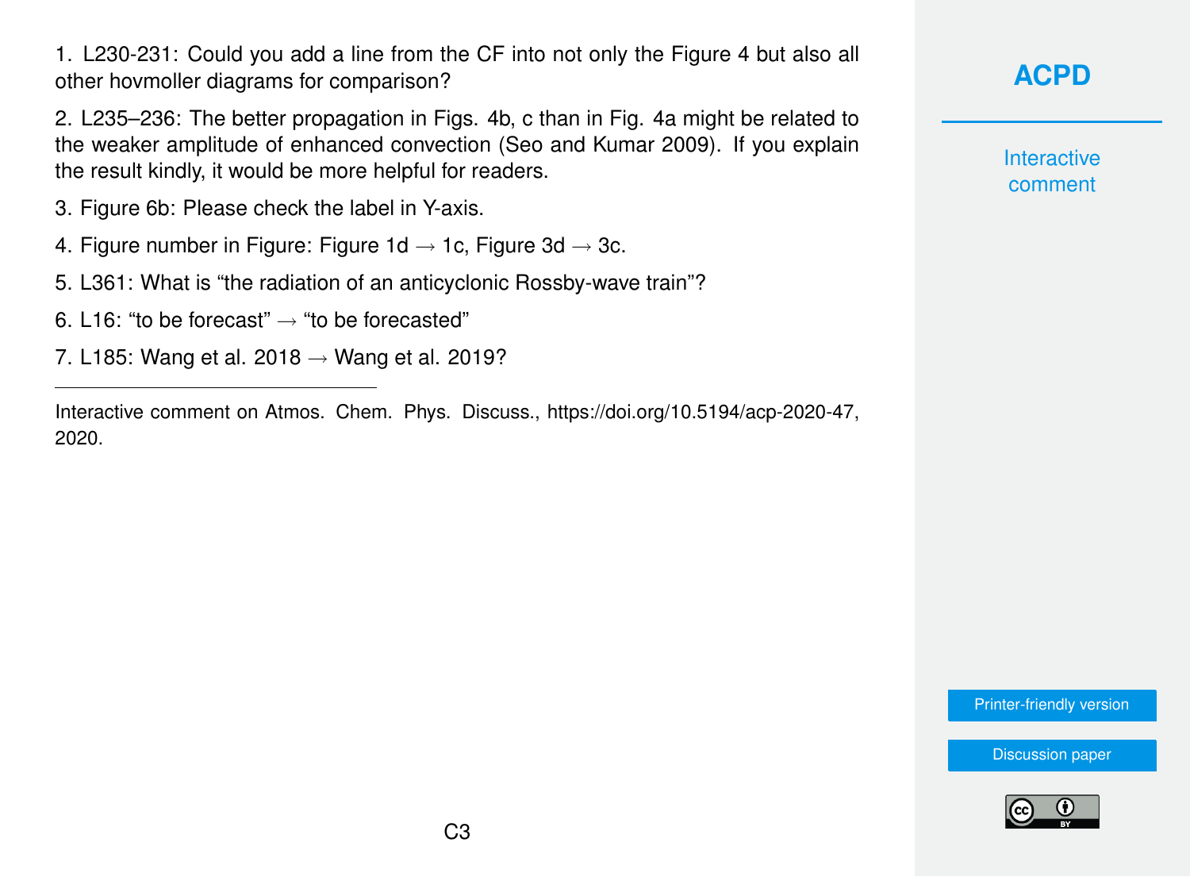1. L230-231: Could you add a line from the CF into not only the Figure 4 but also all other hovmoller diagrams for comparison?

2. L235–236: The better propagation in Figs. 4b, c than in Fig. 4a might be related to the weaker amplitude of enhanced convection (Seo and Kumar 2009). If you explain the result kindly, it would be more helpful for readers.

3. Figure 6b: Please check the label in Y-axis.

4. Figure number in Figure: Figure 1d → 1c, Figure 3d → 3c.

5. L361: What is "the radiation of an anticyclonic Rossby-wave train"?

6. L16: "to be forecast" → "to be forecasted"

7. L185: Wang et al. 2018 → Wang et al. 2019?

---

Interactive comment on Atmos. Chem. Phys. Discuss., https://doi.org/10.5194/acp-2020-47, 2020.